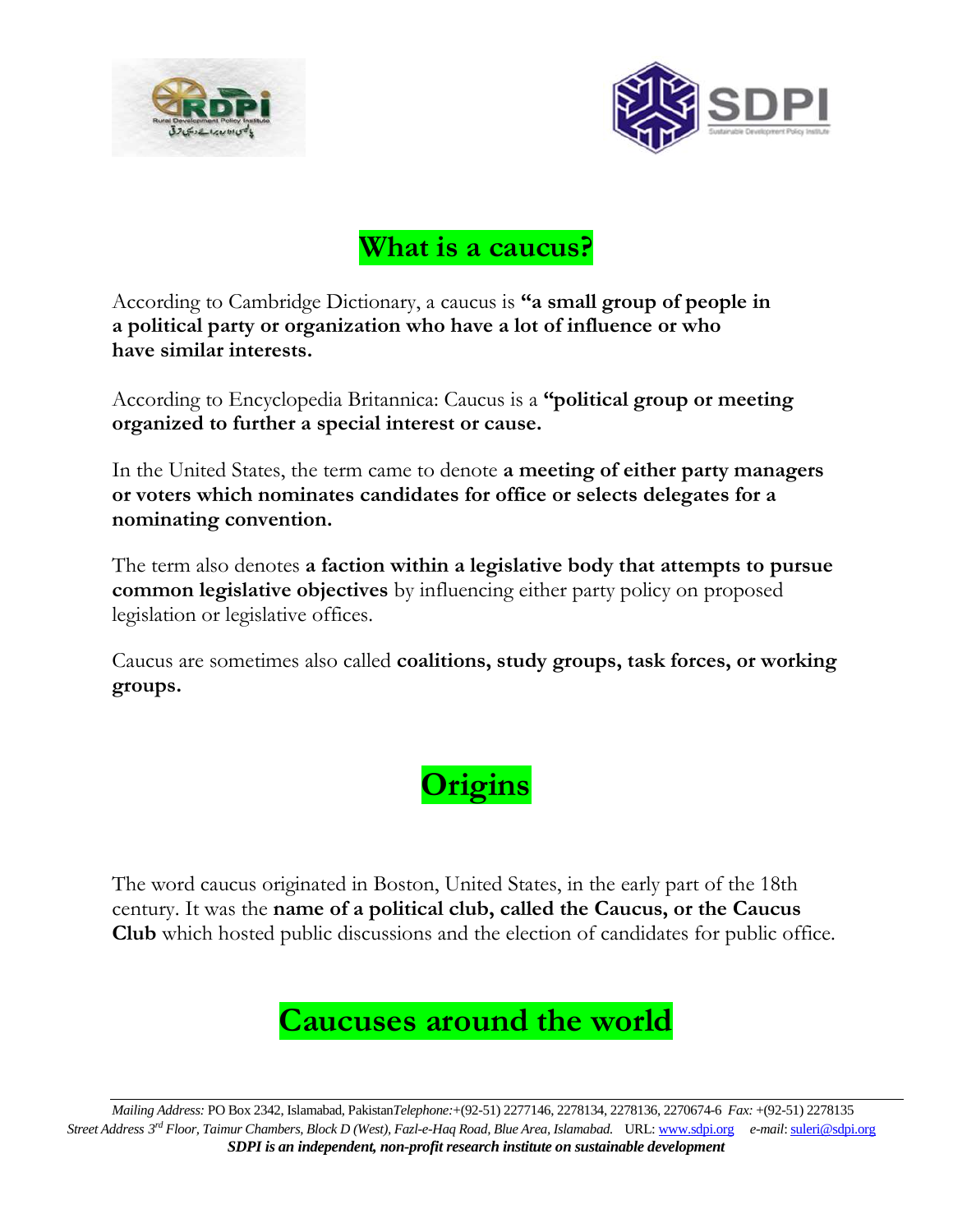# What is a caucus?

According to Cambridge Dictionary, a caucus is **"a small group of people in a political party or organization who have a lot of influence or who have similar interests.**

According to Encyclopedia Britannica: Caucus is a **"political group or meeting organized to further a special interest or cause.**

In the United States, the term came to denote **a meeting of either party managers or voters which nominates candidates for office or selects delegates for a nominating convention.**

The term also denotes **a faction within a legislative body that attempts to pursue common legislative objectives** by influencing either party policy on proposed legislation or legislative offices.

Caucus are sometimes also called **coalitions, study groups, task forces, or working groups.**

# Origins

The word caucus originated in Boston, United States, in the early part of the 18th century. It was the **name of a political club, called the Caucus, or the Caucus Club** which hosted public discussions and the election of candidates for public office.

# Caucuses around the world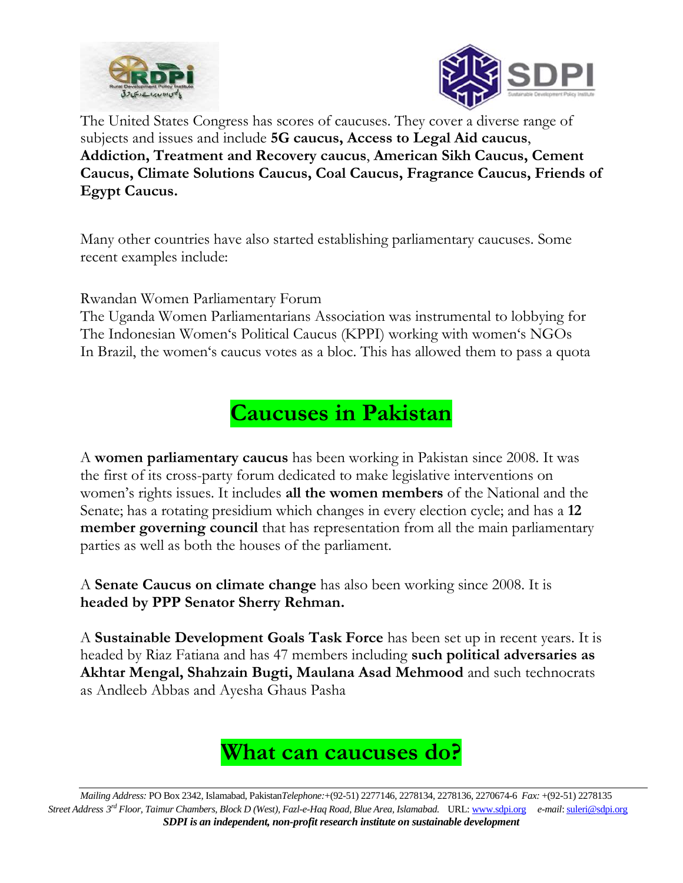The United States Congress has scores of caucuses. They cover a diverse range of subjects and issues and include **5G caucus, Access to Legal Aid caucus**, **Addiction, Treatment and Recovery caucus**, **American Sikh Caucus, Cement Caucus, Climate Solutions Caucus, Coal Caucus, Fragrance Caucus, Friends of Egypt Caucus.**

Many other countries have also started establishing parliamentary caucuses. Some recent examples include:

Rwandan Women Parliamentary Forum
The Uganda Women Parliamentarians Association was instrumental to lobbying for
The Indonesian Women's Political Caucus (KPPI) working with women's NGOs
In Brazil, the women's caucus votes as a bloc. This has allowed them to pass a quota

## Caucuses in Pakistan

A **women parliamentary caucus** has been working in Pakistan since 2008. It was the first of its cross-party forum dedicated to make legislative interventions on women's rights issues. It includes **all the women members** of the National and the Senate; has a rotating presidium which changes in every election cycle; and has a **12 member governing council** that has representation from all the main parliamentary parties as well as both the houses of the parliament.

A **Senate Caucus on climate change** has also been working since 2008. It is **headed by PPP Senator Sherry Rehman.**

A **Sustainable Development Goals Task Force** has been set up in recent years. It is headed by Riaz Fatiana and has 47 members including **such political adversaries as Akhtar Mengal, Shahzain Bugti, Maulana Asad Mehmood** and such technocrats as Andleeb Abbas and Ayesha Ghaus Pasha

## What can caucuses do?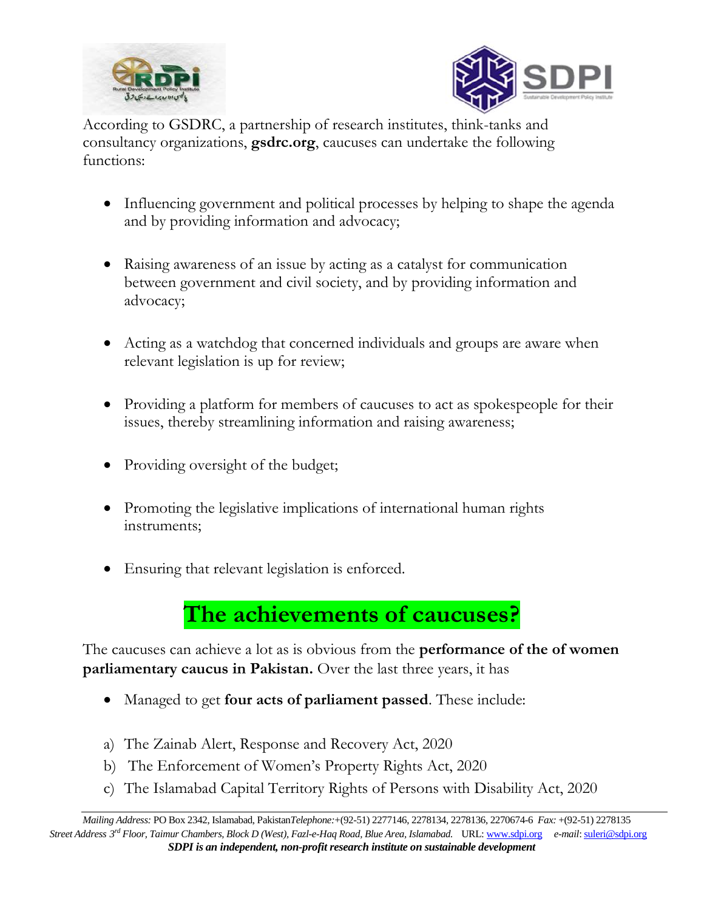According to GSDRC, a partnership of research institutes, think-tanks and consultancy organizations, **gsdrc.org**, caucuses can undertake the following functions:

- Influencing government and political processes by helping to shape the agenda and by providing information and advocacy;
- Raising awareness of an issue by acting as a catalyst for communication between government and civil society, and by providing information and advocacy;
- Acting as a watchdog that concerned individuals and groups are aware when relevant legislation is up for review;
- Providing a platform for members of caucuses to act as spokespeople for their issues, thereby streamlining information and raising awareness;
- Providing oversight of the budget;
- Promoting the legislative implications of international human rights instruments;
- Ensuring that relevant legislation is enforced.

## The achievements of caucuses?

The caucuses can achieve a lot as is obvious from the **performance of the of women parliamentary caucus in Pakistan.** Over the last three years, it has

- Managed to get **four acts of parliament passed**. These include:

a) The Zainab Alert, Response and Recovery Act, 2020
b) The Enforcement of Women's Property Rights Act, 2020
c) The Islamabad Capital Territory Rights of Persons with Disability Act, 2020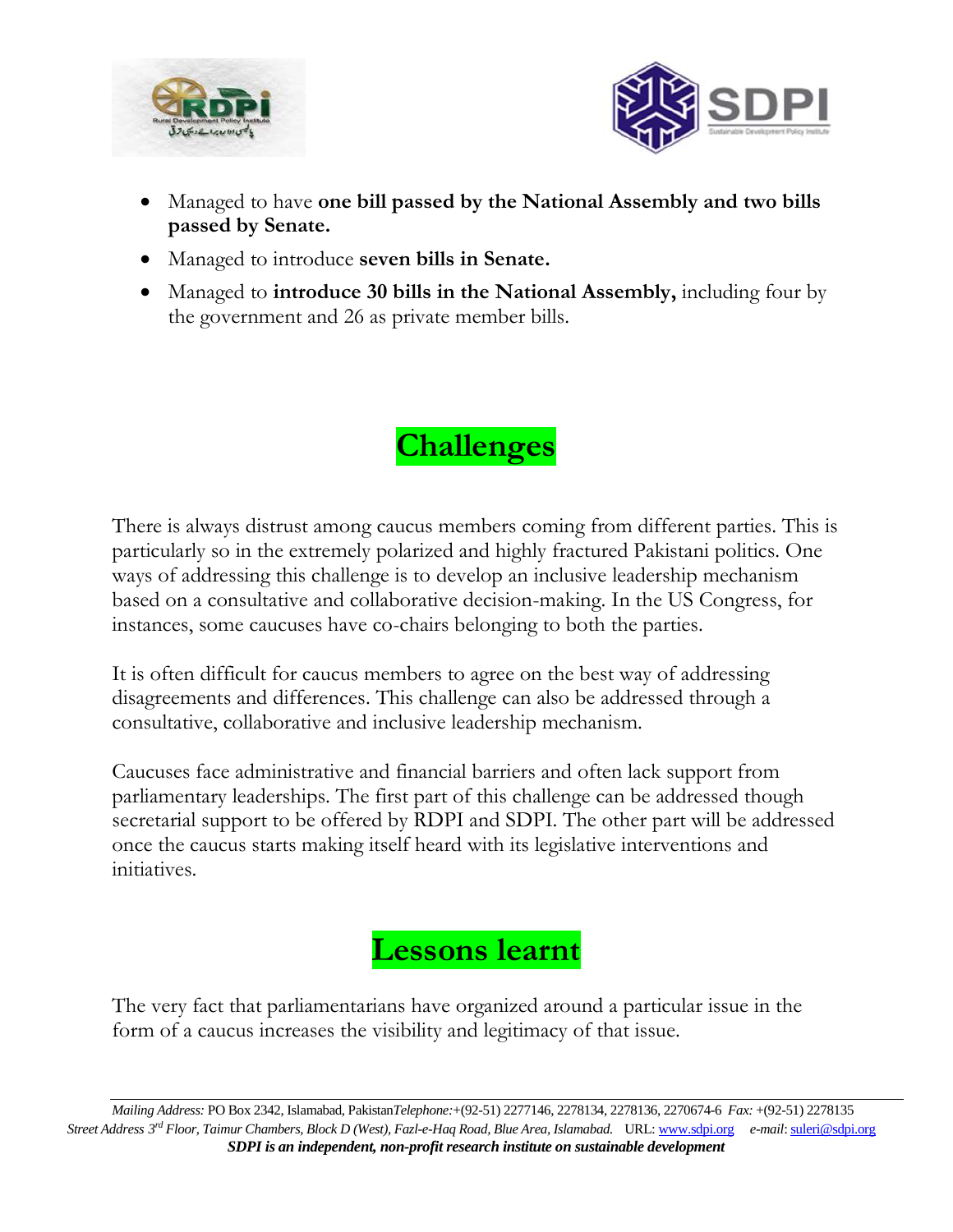- Managed to have **one bill passed by the National Assembly and two bills passed by Senate.**
- Managed to introduce **seven bills in Senate.**
- Managed to **introduce 30 bills in the National Assembly,** including four by the government and 26 as private member bills.

# Challenges

There is always distrust among caucus members coming from different parties. This is particularly so in the extremely polarized and highly fractured Pakistani politics. One ways of addressing this challenge is to develop an inclusive leadership mechanism based on a consultative and collaborative decision-making. In the US Congress, for instances, some caucuses have co-chairs belonging to both the parties.

It is often difficult for caucus members to agree on the best way of addressing disagreements and differences. This challenge can also be addressed through a consultative, collaborative and inclusive leadership mechanism.

Caucuses face administrative and financial barriers and often lack support from parliamentary leaderships. The first part of this challenge can be addressed though secretarial support to be offered by RDPI and SDPI. The other part will be addressed once the caucus starts making itself heard with its legislative interventions and initiatives.

# Lessons learnt

The very fact that parliamentarians have organized around a particular issue in the form of a caucus increases the visibility and legitimacy of that issue.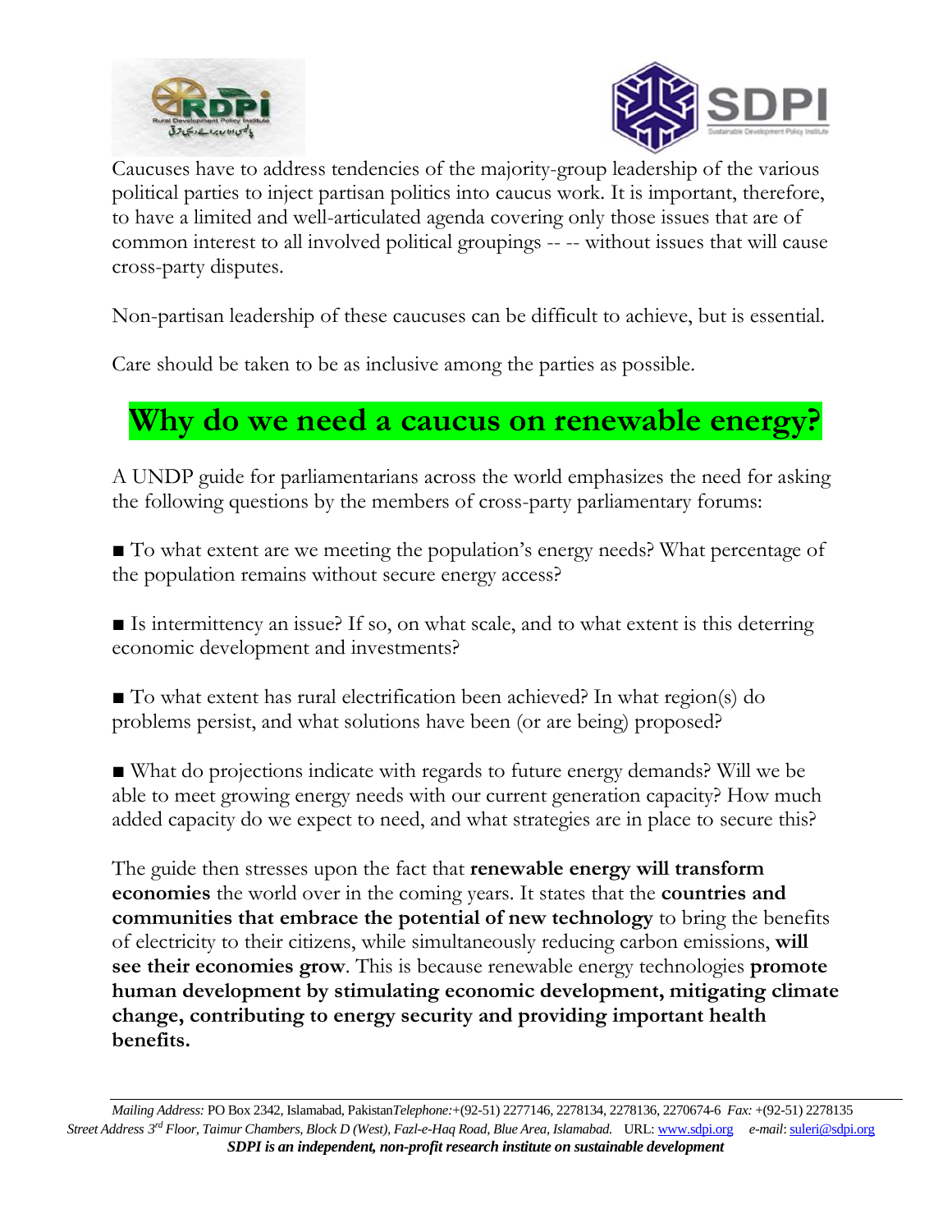Caucuses have to address tendencies of the majority-group leadership of the various political parties to inject partisan politics into caucus work. It is important, therefore, to have a limited and well-articulated agenda covering only those issues that are of common interest to all involved political groupings -- -- without issues that will cause cross-party disputes.

Non-partisan leadership of these caucuses can be difficult to achieve, but is essential.

Care should be taken to be as inclusive among the parties as possible.

# Why do we need a caucus on renewable energy?

A UNDP guide for parliamentarians across the world emphasizes the need for asking the following questions by the members of cross-party parliamentary forums:

- To what extent are we meeting the population's energy needs? What percentage of the population remains without secure energy access?

- Is intermittency an issue? If so, on what scale, and to what extent is this deterring economic development and investments?

- To what extent has rural electrification been achieved? In what region(s) do problems persist, and what solutions have been (or are being) proposed?

- What do projections indicate with regards to future energy demands? Will we be able to meet growing energy needs with our current generation capacity? How much added capacity do we expect to need, and what strategies are in place to secure this?

The guide then stresses upon the fact that **renewable energy will transform economies** the world over in the coming years. It states that the **countries and communities that embrace the potential of new technology** to bring the benefits of electricity to their citizens, while simultaneously reducing carbon emissions, **will see their economies grow**. This is because renewable energy technologies **promote human development by stimulating economic development, mitigating climate change, contributing to energy security and providing important health benefits.**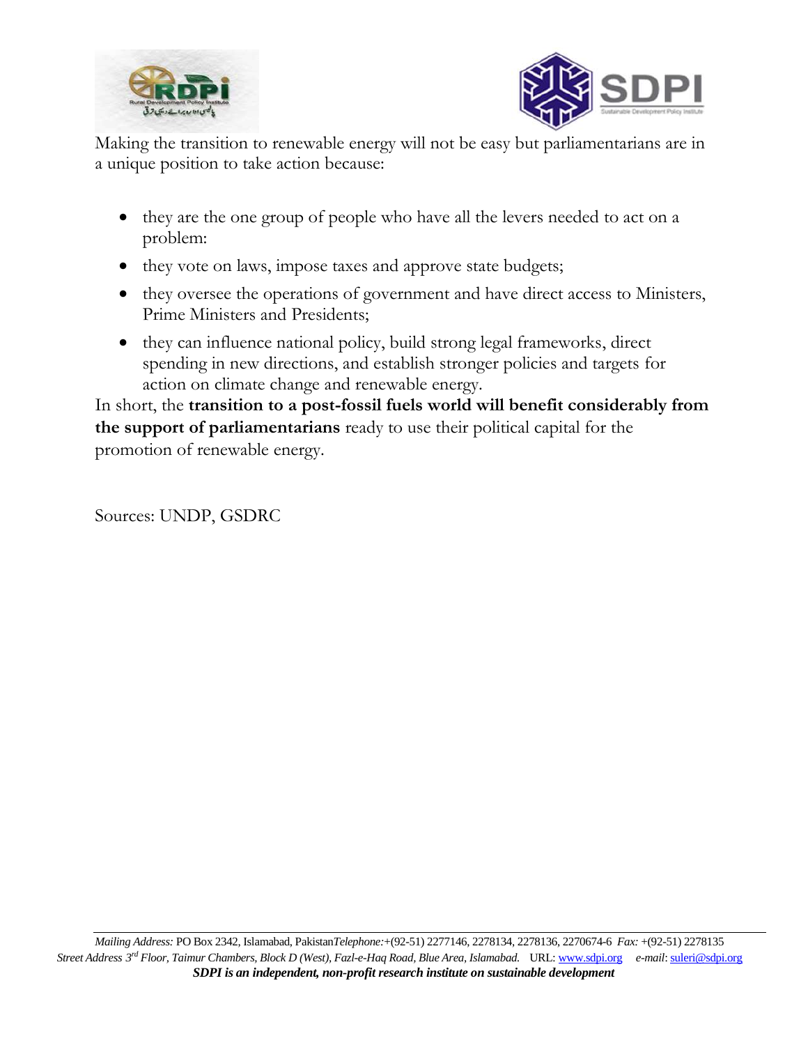Making the transition to renewable energy will not be easy but parliamentarians are in a unique position to take action because:

- they are the one group of people who have all the levers needed to act on a problem:
- they vote on laws, impose taxes and approve state budgets;
- they oversee the operations of government and have direct access to Ministers, Prime Ministers and Presidents;
- they can influence national policy, build strong legal frameworks, direct spending in new directions, and establish stronger policies and targets for action on climate change and renewable energy.

In short, the **transition to a post-fossil fuels world will benefit considerably from the support of parliamentarians** ready to use their political capital for the promotion of renewable energy.

Sources: UNDP, GSDRC